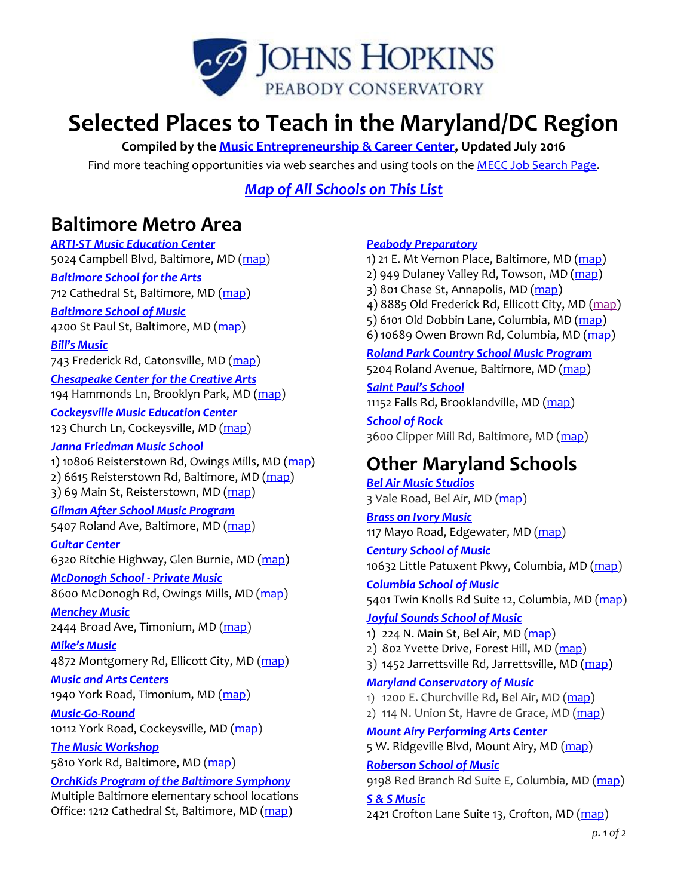# Selected Places to Teach in the Maryland/DC Region

**Compiled by the Music Entrepreneurship & Career Center, Updated July 2016**

Find more teaching opportunities via web searches and using tools on the MECC Job Search Page.

***Map of All Schools on This List***

## Baltimore Metro Area

***ARTI-ST Music Education Center***
5024 Campbell Blvd, Baltimore, MD (map)

***Baltimore School for the Arts***
712 Cathedral St, Baltimore, MD (map)

***Baltimore School of Music***
4200 St Paul St, Baltimore, MD (map)

***Bill's Music***
743 Frederick Rd, Catonsville, MD (map)

***Chesapeake Center for the Creative Arts***
194 Hammonds Ln, Brooklyn Park, MD (map)

***Cockeysville Music Education Center***
123 Church Ln, Cockeysville, MD (map)

***Janna Friedman Music School***
1) 10806 Reisterstown Rd, Owings Mills, MD (map)
2) 6615 Reisterstown Rd, Baltimore, MD (map)
3) 69 Main St, Reisterstown, MD (map)

***Gilman After School Music Program***
5407 Roland Ave, Baltimore, MD (map)

***Guitar Center***
6320 Ritchie Highway, Glen Burnie, MD (map)

***McDonogh School - Private Music***
8600 McDonogh Rd, Owings Mills, MD (map)

***Menchey Music***
2444 Broad Ave, Timonium, MD (map)

***Mike's Music***
4872 Montgomery Rd, Ellicott City, MD (map)

***Music and Arts Centers***
1940 York Road, Timonium, MD (map)

***Music-Go-Round***
10112 York Road, Cockeysville, MD (map)

***The Music Workshop***
5810 York Rd, Baltimore, MD (map)

***OrchKids Program of the Baltimore Symphony***
Multiple Baltimore elementary school locations
Office: 1212 Cathedral St, Baltimore, MD (map)

***Peabody Preparatory***
1) 21 E. Mt Vernon Place, Baltimore, MD (map)
2) 949 Dulaney Valley Rd, Towson, MD (map)
3) 801 Chase St, Annapolis, MD (map)
4) 8885 Old Frederick Rd, Ellicott City, MD (map)
5) 6101 Old Dobbin Lane, Columbia, MD (map)
6) 10689 Owen Brown Rd, Columbia, MD (map)

***Roland Park Country School Music Program***
5204 Roland Avenue, Baltimore, MD (map)

***Saint Paul's School***
11152 Falls Rd, Brooklandville, MD (map)

***School of Rock***
3600 Clipper Mill Rd, Baltimore, MD (map)

## Other Maryland Schools

***Bel Air Music Studios***
3 Vale Road, Bel Air, MD (map)

***Brass on Ivory Music***
117 Mayo Road, Edgewater, MD (map)

***Century School of Music***
10632 Little Patuxent Pkwy, Columbia, MD (map)

***Columbia School of Music***
5401 Twin Knolls Rd Suite 12, Columbia, MD (map)

***Joyful Sounds School of Music***
1) 224 N. Main St, Bel Air, MD (map)
2) 802 Yvette Drive, Forest Hill, MD (map)
3) 1452 Jarrettsville Rd, Jarrettsville, MD (map)

***Maryland Conservatory of Music***
1) 1200 E. Churchville Rd, Bel Air, MD (map)
2) 114 N. Union St, Havre de Grace, MD (map)

***Mount Airy Performing Arts Center***
5 W. Ridgeville Blvd, Mount Airy, MD (map)

***Roberson School of Music***
9198 Red Branch Rd Suite E, Columbia, MD (map)

***S & S Music***
2421 Crofton Lane Suite 13, Crofton, MD (map)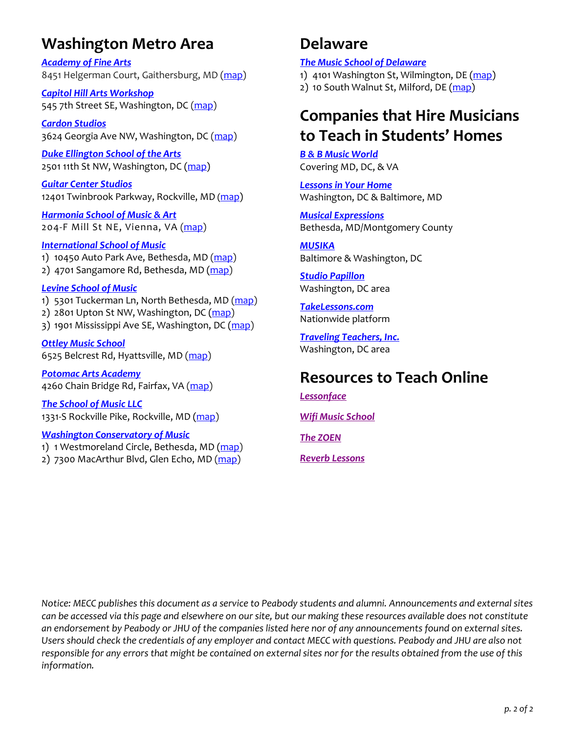# Washington Metro Area

***Academy of Fine Arts***
8451 Helgerman Court, Gaithersburg, MD (map)

***Capitol Hill Arts Workshop***
545 7th Street SE, Washington, DC (map)

***Cardon Studios***
3624 Georgia Ave NW, Washington, DC (map)

***Duke Ellington School of the Arts***
2501 11th St NW, Washington, DC (map)

***Guitar Center Studios***
12401 Twinbrook Parkway, Rockville, MD (map)

***Harmonia School of Music & Art***
204-F Mill St NE, Vienna, VA (map)

***International School of Music***
1) 10450 Auto Park Ave, Bethesda, MD (map)
2) 4701 Sangamore Rd, Bethesda, MD (map)

***Levine School of Music***
1) 5301 Tuckerman Ln, North Bethesda, MD (map)
2) 2801 Upton St NW, Washington, DC (map)
3) 1901 Mississippi Ave SE, Washington, DC (map)

***Ottley Music School***
6525 Belcrest Rd, Hyattsville, MD (map)

***Potomac Arts Academy***
4260 Chain Bridge Rd, Fairfax, VA (map)

***The School of Music LLC***
1331-S Rockville Pike, Rockville, MD (map)

***Washington Conservatory of Music***
1) 1 Westmoreland Circle, Bethesda, MD (map)
2) 7300 MacArthur Blvd, Glen Echo, MD (map)

# Delaware

***The Music School of Delaware***
1) 4101 Washington St, Wilmington, DE (map)
2) 10 South Walnut St, Milford, DE (map)

# Companies that Hire Musicians to Teach in Students' Homes

***B & B Music World***
Covering MD, DC, & VA

***Lessons in Your Home***
Washington, DC & Baltimore, MD

***Musical Expressions***
Bethesda, MD/Montgomery County

***MUSIKA***
Baltimore & Washington, DC

***Studio Papillon***
Washington, DC area

***TakeLessons.com***
Nationwide platform

***Traveling Teachers, Inc.***
Washington, DC area

# Resources to Teach Online

***Lessonface***

***Wifi Music School***

***The ZOEN***

***Reverb Lessons***

*Notice: MECC publishes this document as a service to Peabody students and alumni. Announcements and external sites can be accessed via this page and elsewhere on our site, but our making these resources available does not constitute an endorsement by Peabody or JHU of the companies listed here nor of any announcements found on external sites. Users should check the credentials of any employer and contact MECC with questions. Peabody and JHU are also not responsible for any errors that might be contained on external sites nor for the results obtained from the use of this information.*